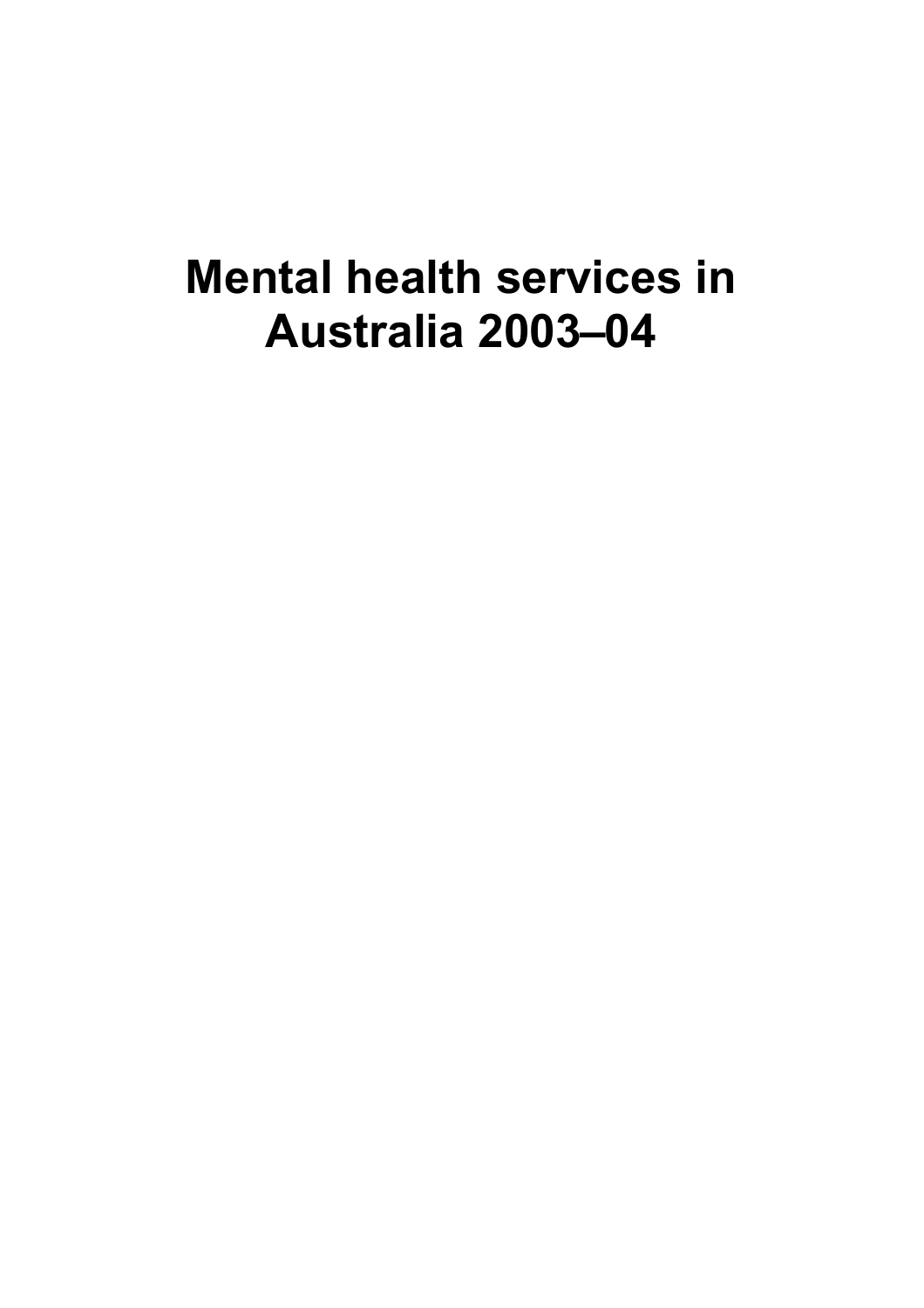# Mental health services in Australia 2003–04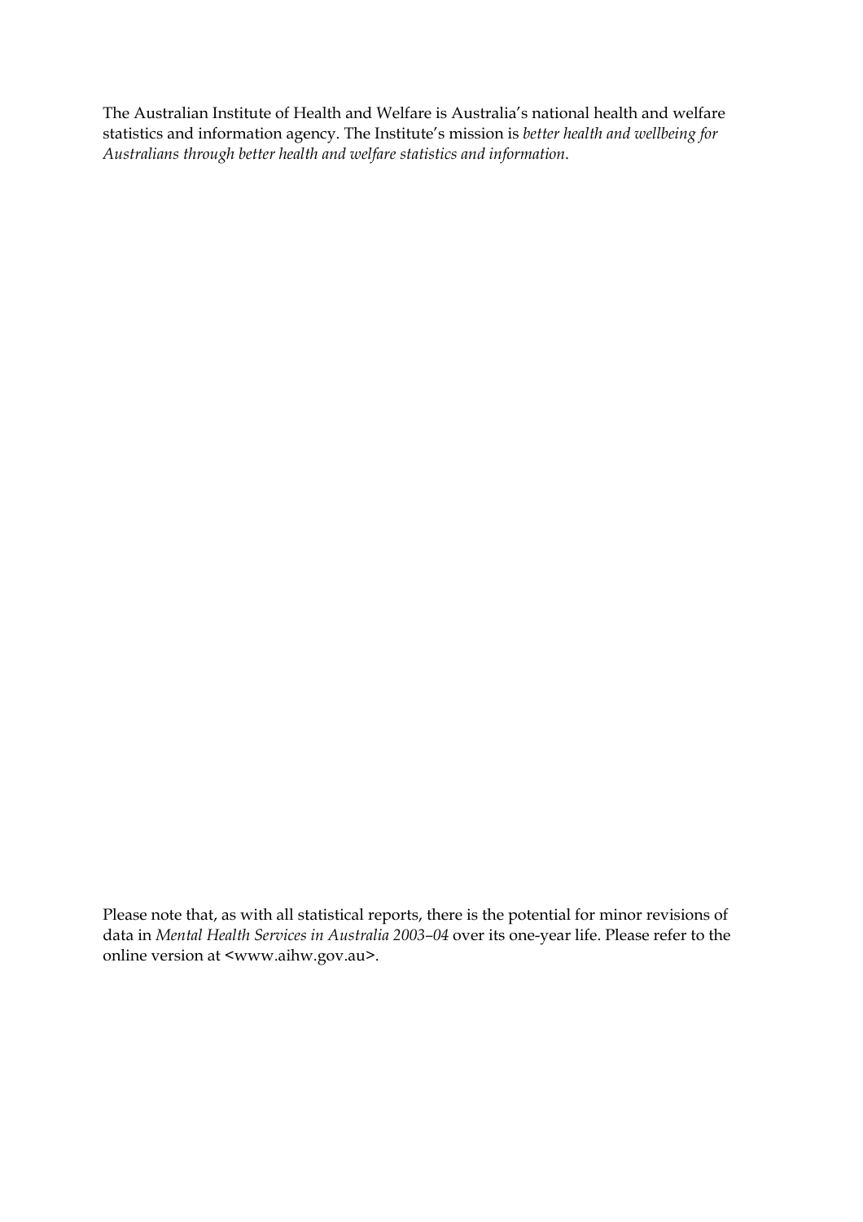The Australian Institute of Health and Welfare is Australia's national health and welfare statistics and information agency. The Institute's mission is *better health and wellbeing for Australians through better health and welfare statistics and information*.

Please note that, as with all statistical reports, there is the potential for minor revisions of data in *Mental Health Services in Australia 2003–04* over its one-year life. Please refer to the online version at <www.aihw.gov.au>.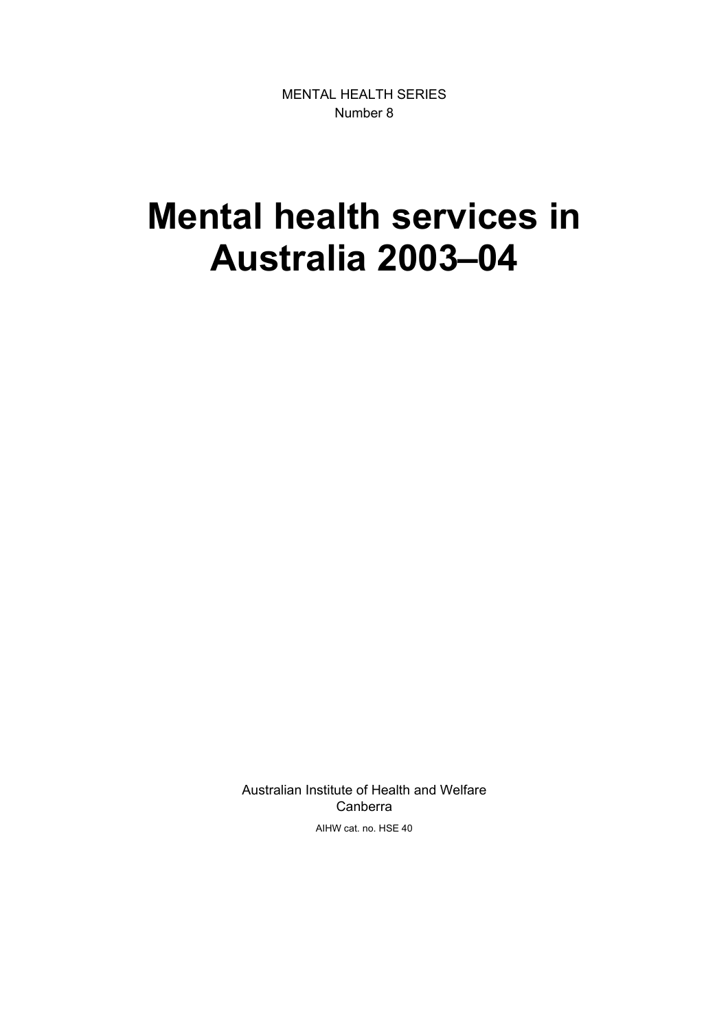MENTAL HEALTH SERIES
Number 8

# Mental health services in Australia 2003–04

Australian Institute of Health and Welfare
Canberra

AIHW cat. no. HSE 40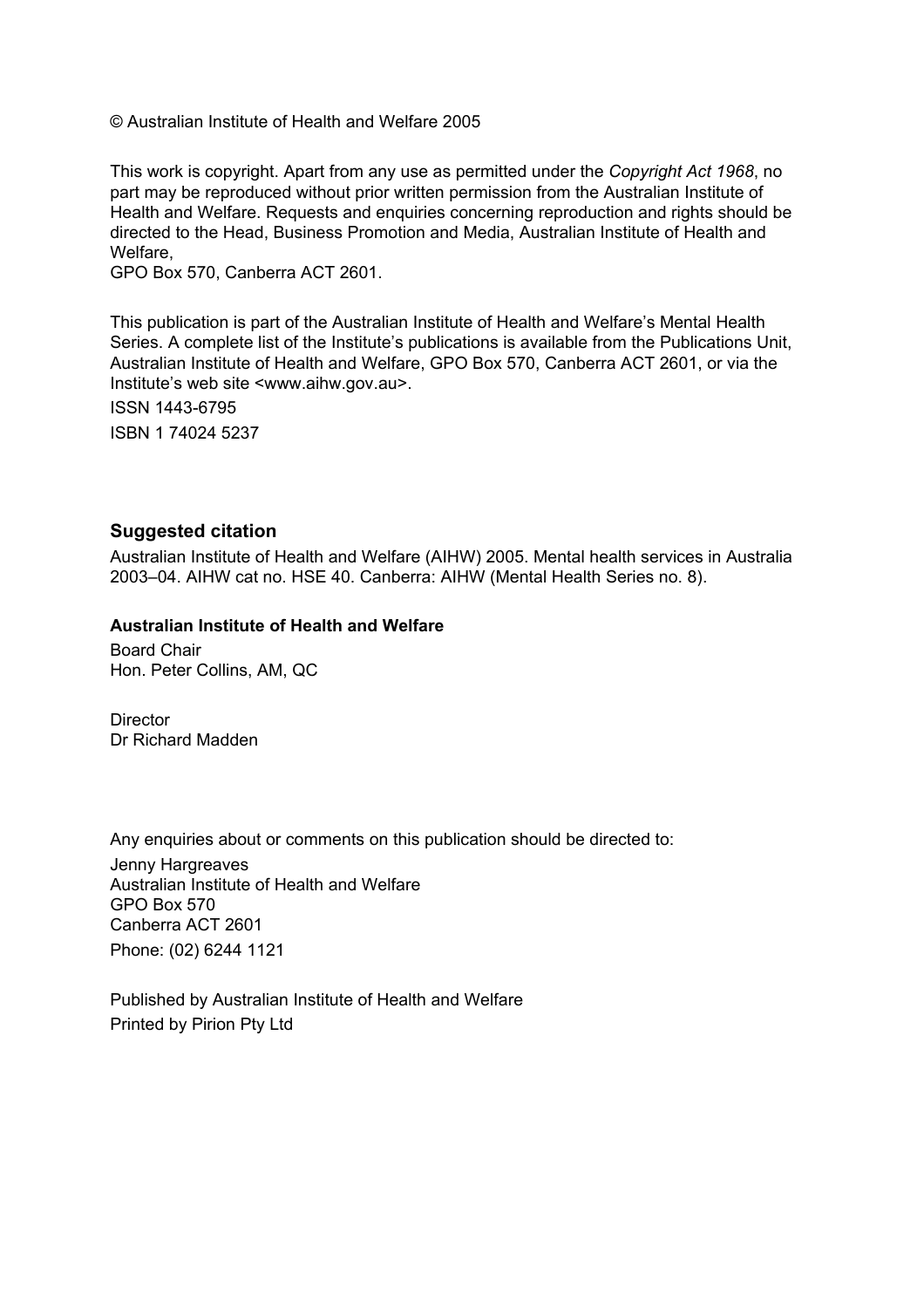© Australian Institute of Health and Welfare 2005

This work is copyright. Apart from any use as permitted under the *Copyright Act 1968*, no part may be reproduced without prior written permission from the Australian Institute of Health and Welfare. Requests and enquiries concerning reproduction and rights should be directed to the Head, Business Promotion and Media, Australian Institute of Health and Welfare,
GPO Box 570, Canberra ACT 2601.

This publication is part of the Australian Institute of Health and Welfare's Mental Health Series. A complete list of the Institute's publications is available from the Publications Unit, Australian Institute of Health and Welfare, GPO Box 570, Canberra ACT 2601, or via the Institute's web site <www.aihw.gov.au>.

ISSN 1443-6795

ISBN 1 74024 5237

### Suggested citation

Australian Institute of Health and Welfare (AIHW) 2005. Mental health services in Australia 2003–04. AIHW cat no. HSE 40. Canberra: AIHW (Mental Health Series no. 8).

**Australian Institute of Health and Welfare**

Board Chair
Hon. Peter Collins, AM, QC

Director
Dr Richard Madden

Any enquiries about or comments on this publication should be directed to:

Jenny Hargreaves
Australian Institute of Health and Welfare
GPO Box 570
Canberra ACT 2601
Phone: (02) 6244 1121

Published by Australian Institute of Health and Welfare
Printed by Pirion Pty Ltd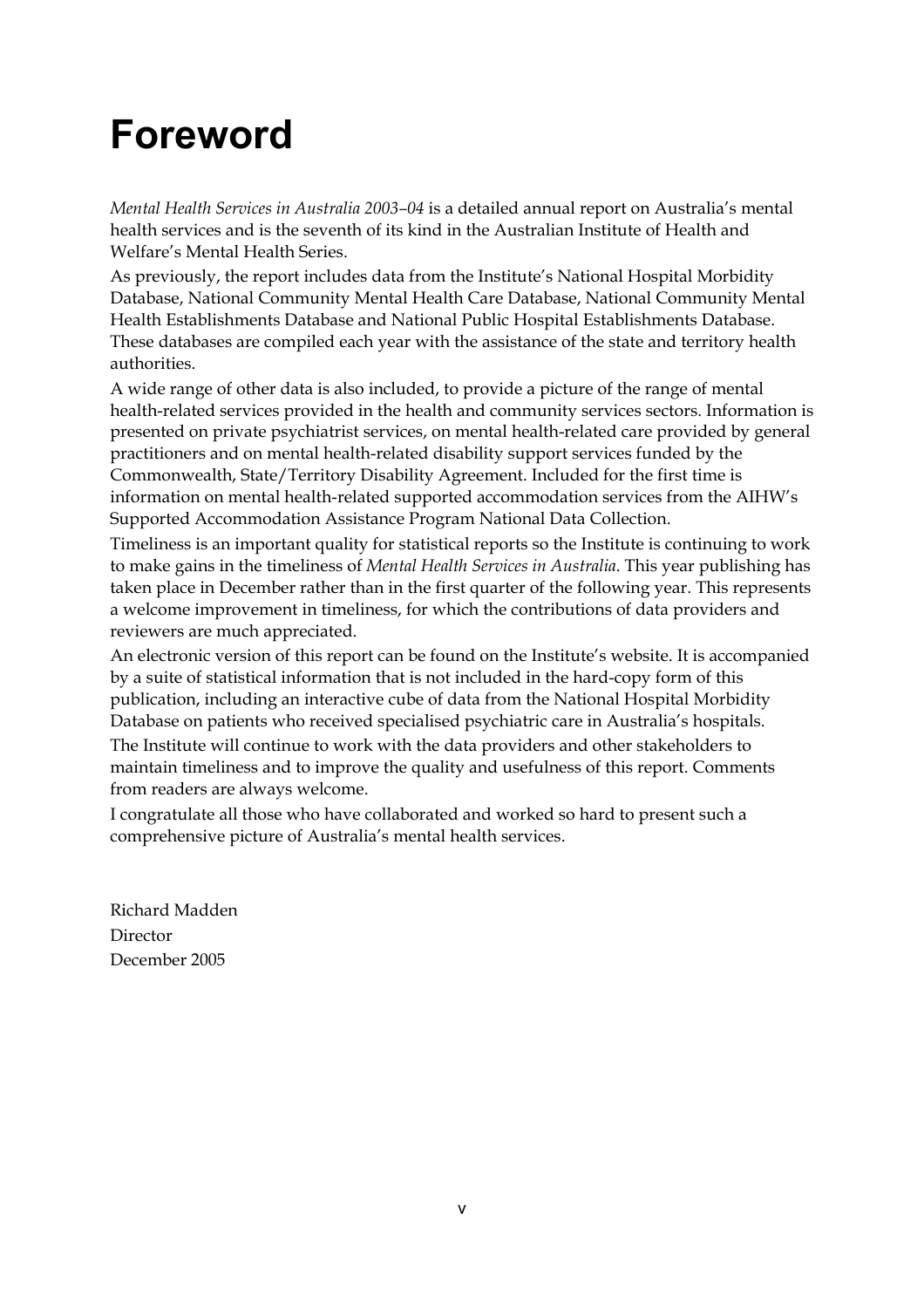# Foreword

*Mental Health Services in Australia 2003–04* is a detailed annual report on Australia's mental health services and is the seventh of its kind in the Australian Institute of Health and Welfare's Mental Health Series.

As previously, the report includes data from the Institute's National Hospital Morbidity Database, National Community Mental Health Care Database, National Community Mental Health Establishments Database and National Public Hospital Establishments Database. These databases are compiled each year with the assistance of the state and territory health authorities.

A wide range of other data is also included, to provide a picture of the range of mental health-related services provided in the health and community services sectors. Information is presented on private psychiatrist services, on mental health-related care provided by general practitioners and on mental health-related disability support services funded by the Commonwealth, State/Territory Disability Agreement. Included for the first time is information on mental health-related supported accommodation services from the AIHW's Supported Accommodation Assistance Program National Data Collection.

Timeliness is an important quality for statistical reports so the Institute is continuing to work to make gains in the timeliness of *Mental Health Services in Australia*. This year publishing has taken place in December rather than in the first quarter of the following year. This represents a welcome improvement in timeliness, for which the contributions of data providers and reviewers are much appreciated.

An electronic version of this report can be found on the Institute's website. It is accompanied by a suite of statistical information that is not included in the hard-copy form of this publication, including an interactive cube of data from the National Hospital Morbidity Database on patients who received specialised psychiatric care in Australia's hospitals.

The Institute will continue to work with the data providers and other stakeholders to maintain timeliness and to improve the quality and usefulness of this report. Comments from readers are always welcome.

I congratulate all those who have collaborated and worked so hard to present such a comprehensive picture of Australia's mental health services.

Richard Madden
Director
December 2005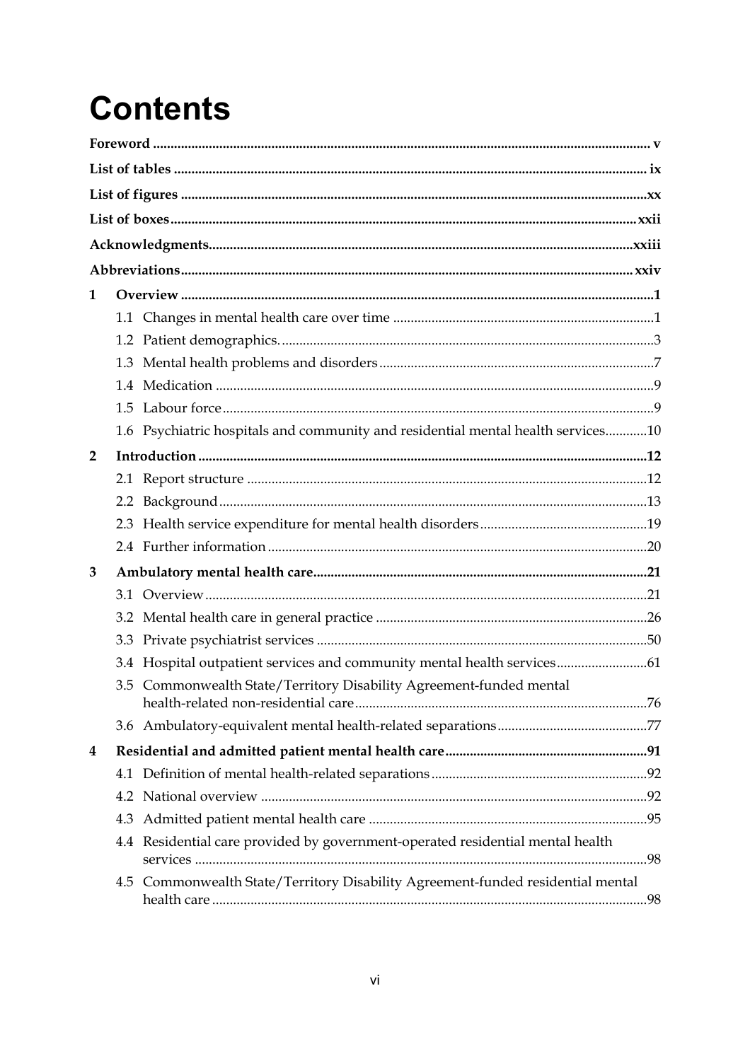# Contents

**Foreword** ..... **v**

**List of tables** ..... **ix**

**List of figures** ..... **xx**

**List of boxes** ..... **xxii**

**Acknowledgments** ..... **xxiii**

**Abbreviations** ..... **xxiv**

**1 Overview** ..... **1**

- 1.1 Changes in mental health care over time ..... 1
- 1.2 Patient demographics. ..... 3
- 1.3 Mental health problems and disorders ..... 7
- 1.4 Medication ..... 9
- 1.5 Labour force ..... 9
- 1.6 Psychiatric hospitals and community and residential mental health services ..... 10

**2 Introduction** ..... **12**

- 2.1 Report structure ..... 12
- 2.2 Background ..... 13
- 2.3 Health service expenditure for mental health disorders ..... 19
- 2.4 Further information ..... 20

**3 Ambulatory mental health care** ..... **21**

- 3.1 Overview ..... 21
- 3.2 Mental health care in general practice ..... 26
- 3.3 Private psychiatrist services ..... 50
- 3.4 Hospital outpatient services and community mental health services ..... 61
- 3.5 Commonwealth State/Territory Disability Agreement-funded mental health-related non-residential care ..... 76
- 3.6 Ambulatory-equivalent mental health-related separations ..... 77

**4 Residential and admitted patient mental health care** ..... **91**

- 4.1 Definition of mental health-related separations ..... 92
- 4.2 National overview ..... 92
- 4.3 Admitted patient mental health care ..... 95
- 4.4 Residential care provided by government-operated residential mental health services ..... 98
- 4.5 Commonwealth State/Territory Disability Agreement-funded residential mental health care ..... 98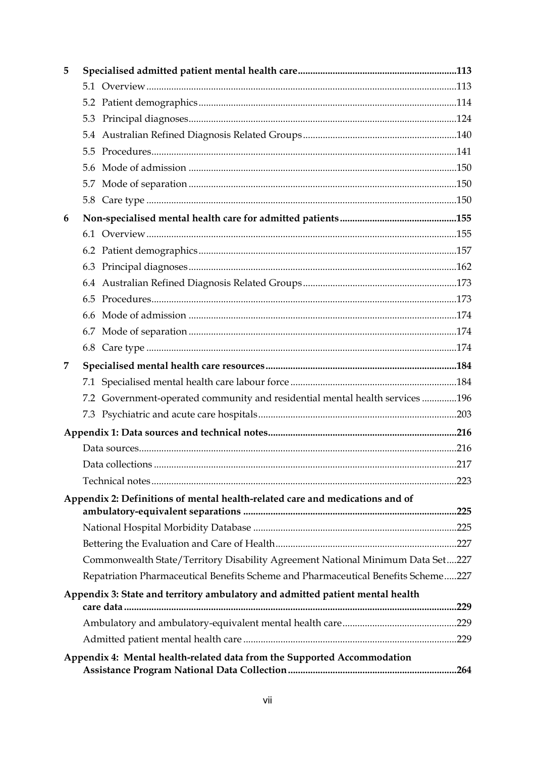**5 Specialised admitted patient mental health care ..... 113**

- 5.1 Overview ..... 113
- 5.2 Patient demographics ..... 114
- 5.3 Principal diagnoses ..... 124
- 5.4 Australian Refined Diagnosis Related Groups ..... 140
- 5.5 Procedures ..... 141
- 5.6 Mode of admission ..... 150
- 5.7 Mode of separation ..... 150
- 5.8 Care type ..... 150

**6 Non-specialised mental health care for admitted patients ..... 155**

- 6.1 Overview ..... 155
- 6.2 Patient demographics ..... 157
- 6.3 Principal diagnoses ..... 162
- 6.4 Australian Refined Diagnosis Related Groups ..... 173
- 6.5 Procedures ..... 173
- 6.6 Mode of admission ..... 174
- 6.7 Mode of separation ..... 174
- 6.8 Care type ..... 174

**7 Specialised mental health care resources ..... 184**

- 7.1 Specialised mental health care labour force ..... 184
- 7.2 Government-operated community and residential mental health services ..... 196
- 7.3 Psychiatric and acute care hospitals ..... 203

**Appendix 1: Data sources and technical notes ..... 216**

- Data sources ..... 216
- Data collections ..... 217
- Technical notes ..... 223

**Appendix 2: Definitions of mental health-related care and medications and of ambulatory-equivalent separations ..... 225**

- National Hospital Morbidity Database ..... 225
- Bettering the Evaluation and Care of Health ..... 227
- Commonwealth State/Territory Disability Agreement National Minimum Data Set ..... 227
- Repatriation Pharmaceutical Benefits Scheme and Pharmaceutical Benefits Scheme ..... 227

**Appendix 3: State and territory ambulatory and admitted patient mental health care data ..... 229**

- Ambulatory and ambulatory-equivalent mental health care ..... 229
- Admitted patient mental health care ..... 229

**Appendix 4: Mental health-related data from the Supported Accommodation Assistance Program National Data Collection ..... 264**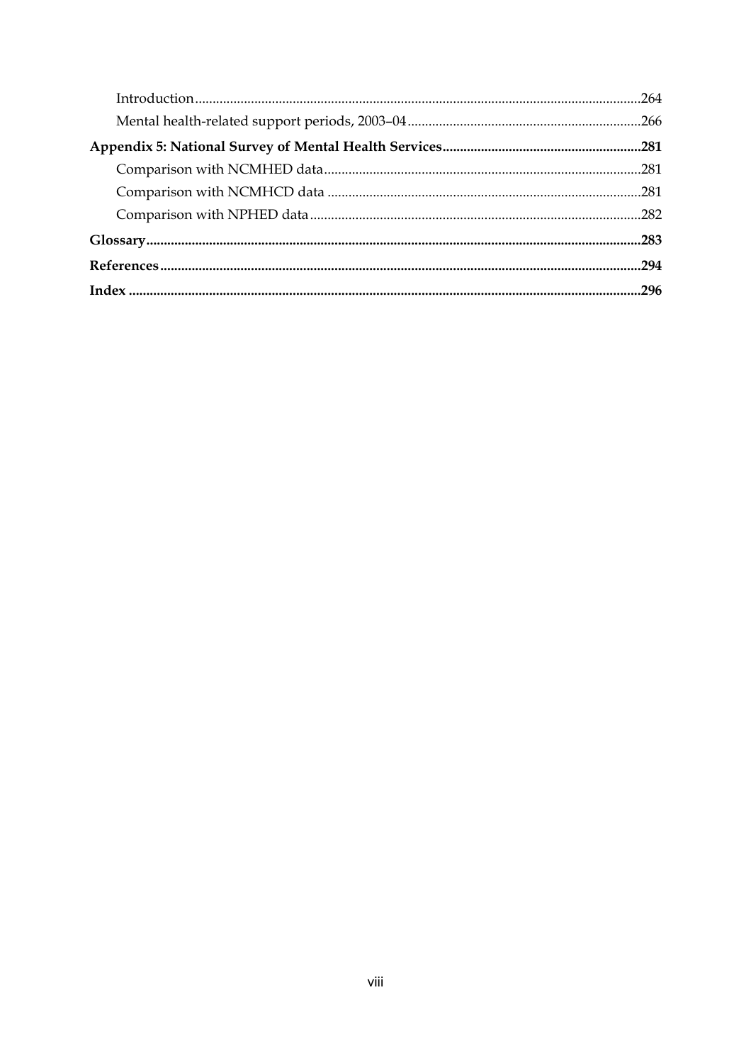Introduction ..........264

Mental health-related support periods, 2003–04 ..........266

**Appendix 5: National Survey of Mental Health Services ..........281**

Comparison with NCMHED data ..........281

Comparison with NCMHCD data ..........281

Comparison with NPHED data ..........282

**Glossary ..........283**

**References ..........294**

**Index ..........296**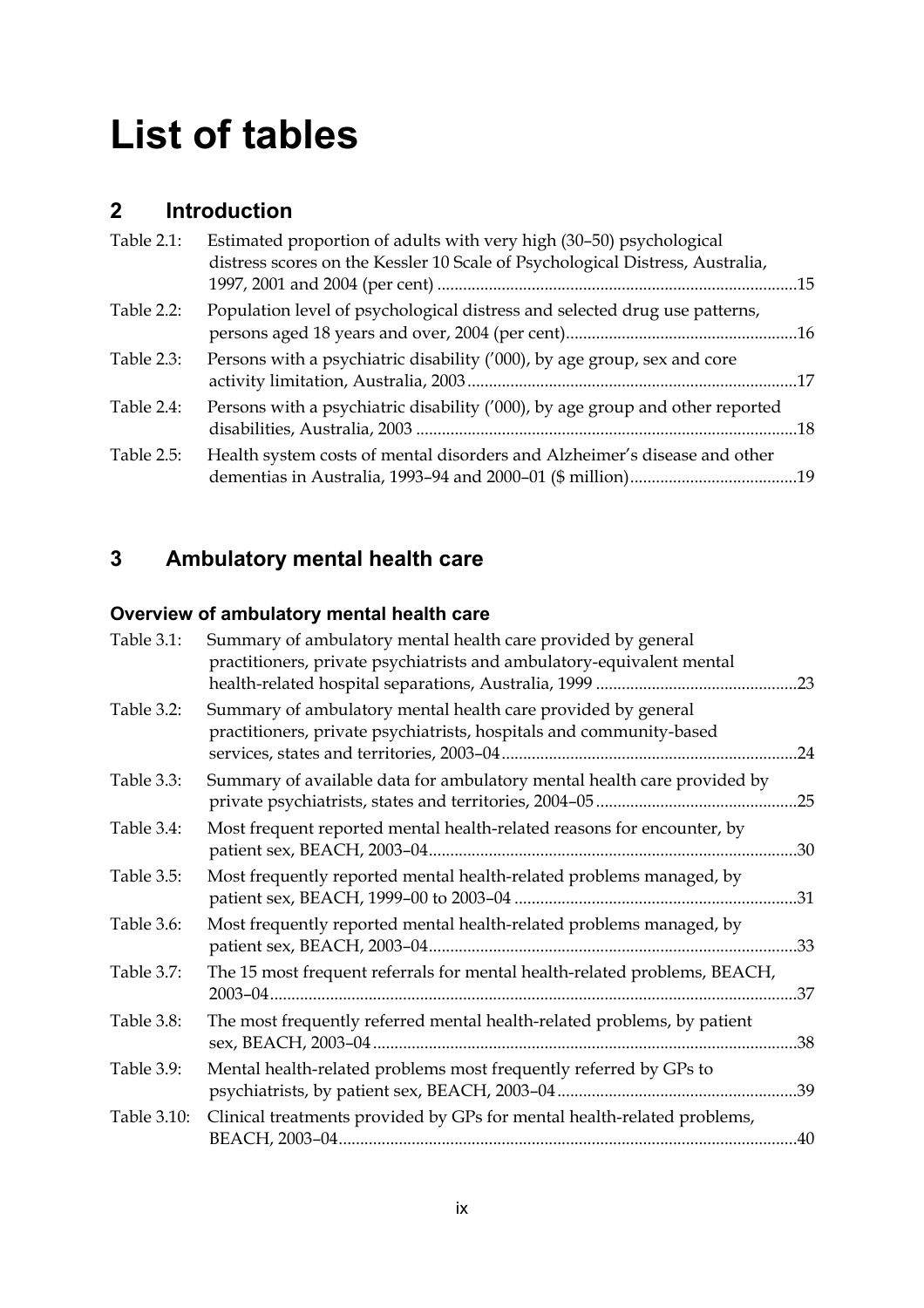# List of tables

## 2 Introduction

| | | |
|---|---|---|
| Table 2.1: | Estimated proportion of adults with very high (30–50) psychological distress scores on the Kessler 10 Scale of Psychological Distress, Australia, 1997, 2001 and 2004 (per cent) | 15 |
| Table 2.2: | Population level of psychological distress and selected drug use patterns, persons aged 18 years and over, 2004 (per cent) | 16 |
| Table 2.3: | Persons with a psychiatric disability ('000), by age group, sex and core activity limitation, Australia, 2003 | 17 |
| Table 2.4: | Persons with a psychiatric disability ('000), by age group and other reported disabilities, Australia, 2003 | 18 |
| Table 2.5: | Health system costs of mental disorders and Alzheimer's disease and other dementias in Australia, 1993–94 and 2000–01 ($ million) | 19 |

## 3 Ambulatory mental health care

### Overview of ambulatory mental health care

| | | |
|---|---|---|
| Table 3.1: | Summary of ambulatory mental health care provided by general practitioners, private psychiatrists and ambulatory-equivalent mental health-related hospital separations, Australia, 1999 | 23 |
| Table 3.2: | Summary of ambulatory mental health care provided by general practitioners, private psychiatrists, hospitals and community-based services, states and territories, 2003–04 | 24 |
| Table 3.3: | Summary of available data for ambulatory mental health care provided by private psychiatrists, states and territories, 2004–05 | 25 |
| Table 3.4: | Most frequent reported mental health-related reasons for encounter, by patient sex, BEACH, 2003–04 | 30 |
| Table 3.5: | Most frequently reported mental health-related problems managed, by patient sex, BEACH, 1999–00 to 2003–04 | 31 |
| Table 3.6: | Most frequently reported mental health-related problems managed, by patient sex, BEACH, 2003–04 | 33 |
| Table 3.7: | The 15 most frequent referrals for mental health-related problems, BEACH, 2003–04 | 37 |
| Table 3.8: | The most frequently referred mental health-related problems, by patient sex, BEACH, 2003–04 | 38 |
| Table 3.9: | Mental health-related problems most frequently referred by GPs to psychiatrists, by patient sex, BEACH, 2003–04 | 39 |
| Table 3.10: | Clinical treatments provided by GPs for mental health-related problems, BEACH, 2003–04 | 40 |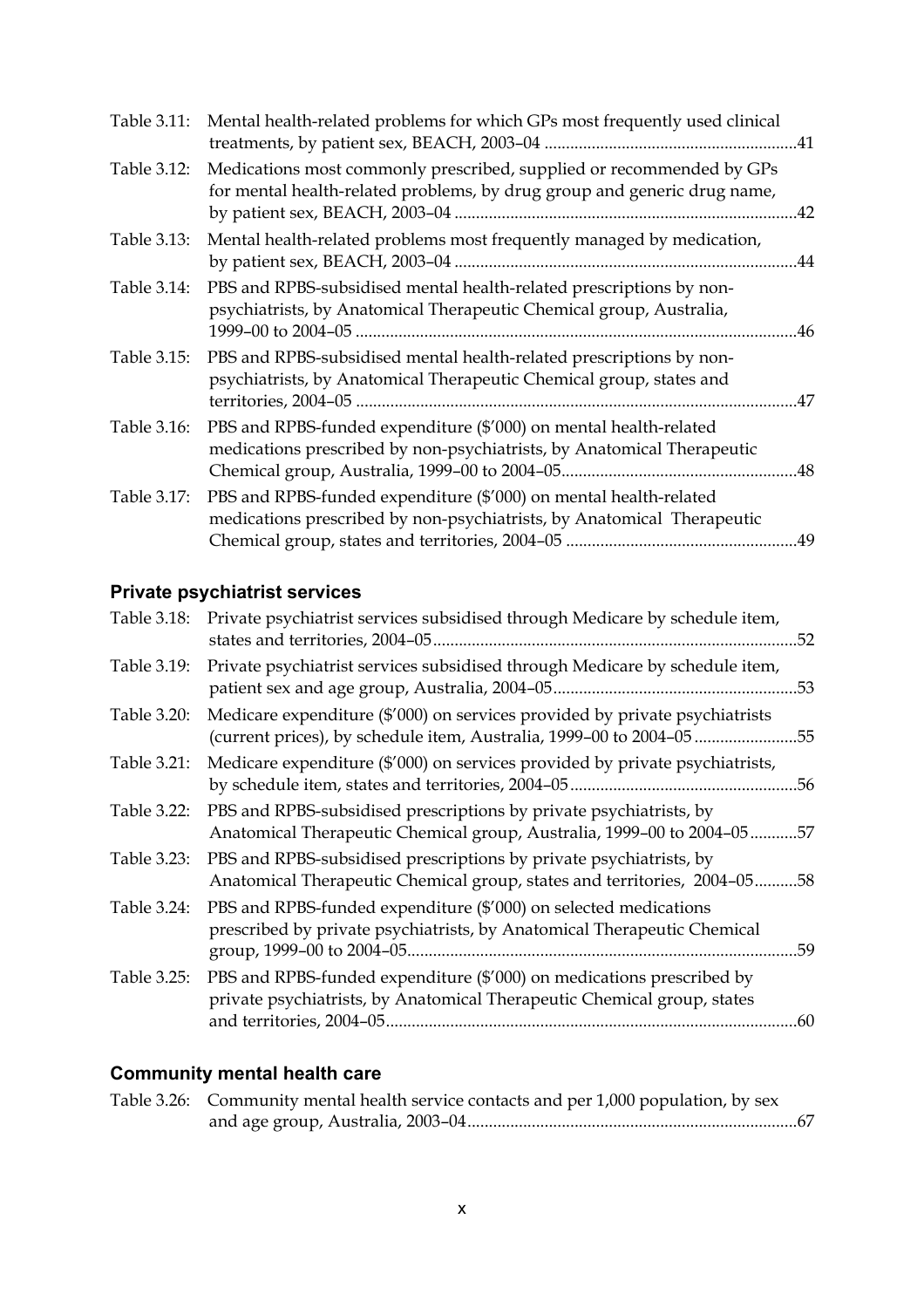Table 3.11: Mental health-related problems for which GPs most frequently used clinical treatments, by patient sex, BEACH, 2003–04 ............................................................41

Table 3.12: Medications most commonly prescribed, supplied or recommended by GPs for mental health-related problems, by drug group and generic drug name, by patient sex, BEACH, 2003–04 ................................................................................42

Table 3.13: Mental health-related problems most frequently managed by medication, by patient sex, BEACH, 2003–04 ................................................................................44

Table 3.14: PBS and RPBS-subsidised mental health-related prescriptions by non-psychiatrists, by Anatomical Therapeutic Chemical group, Australia, 1999–00 to 2004–05 ......................................................................................................46

Table 3.15: PBS and RPBS-subsidised mental health-related prescriptions by non-psychiatrists, by Anatomical Therapeutic Chemical group, states and territories, 2004–05 ......................................................................................................47

Table 3.16: PBS and RPBS-funded expenditure ($'000) on mental health-related medications prescribed by non-psychiatrists, by Anatomical Therapeutic Chemical group, Australia, 1999–00 to 2004–05.......................................................48

Table 3.17: PBS and RPBS-funded expenditure ($'000) on mental health-related medications prescribed by non-psychiatrists, by Anatomical Therapeutic Chemical group, states and territories, 2004–05 ......................................................49

## Private psychiatrist services

Table 3.18: Private psychiatrist services subsidised through Medicare by schedule item, states and territories, 2004–05.....................................................................................52

Table 3.19: Private psychiatrist services subsidised through Medicare by schedule item, patient sex and age group, Australia, 2004–05.........................................................53

Table 3.20: Medicare expenditure ($'000) on services provided by private psychiatrists (current prices), by schedule item, Australia, 1999–00 to 2004–05 ........................55

Table 3.21: Medicare expenditure ($'000) on services provided by private psychiatrists, by schedule item, states and territories, 2004–05.....................................................56

Table 3.22: PBS and RPBS-subsidised prescriptions by private psychiatrists, by Anatomical Therapeutic Chemical group, Australia, 1999–00 to 2004–05...........57

Table 3.23: PBS and RPBS-subsidised prescriptions by private psychiatrists, by Anatomical Therapeutic Chemical group, states and territories, 2004–05..........58

Table 3.24: PBS and RPBS-funded expenditure ($'000) on selected medications prescribed by private psychiatrists, by Anatomical Therapeutic Chemical group, 1999–00 to 2004–05..........................................................................................59

Table 3.25: PBS and RPBS-funded expenditure ($'000) on medications prescribed by private psychiatrists, by Anatomical Therapeutic Chemical group, states and territories, 2004–05...............................................................................................60

## Community mental health care

Table 3.26: Community mental health service contacts and per 1,000 population, by sex and age group, Australia, 2003–04............................................................................67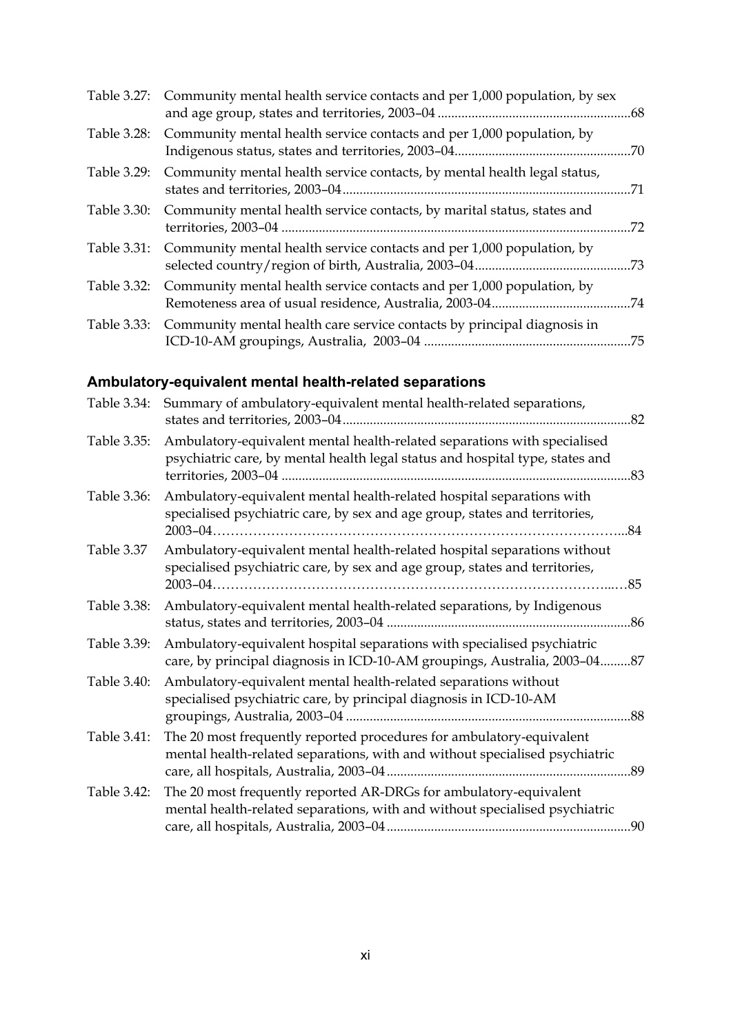Table 3.27: Community mental health service contacts and per 1,000 population, by sex and age group, states and territories, 2003–04 .......................................................... 68

Table 3.28: Community mental health service contacts and per 1,000 population, by Indigenous status, states and territories, 2003–04.................................................... 70

Table 3.29: Community mental health service contacts, by mental health legal status, states and territories, 2003–04..................................................................................... 71

Table 3.30: Community mental health service contacts, by marital status, states and territories, 2003–04 ....................................................................................................... 72

Table 3.31: Community mental health service contacts and per 1,000 population, by selected country/region of birth, Australia, 2003–04.............................................. 73

Table 3.32: Community mental health service contacts and per 1,000 population, by Remoteness area of usual residence, Australia, 2003-04......................................... 74

Table 3.33: Community mental health care service contacts by principal diagnosis in ICD-10-AM groupings, Australia, 2003–04 ............................................................. 75

### Ambulatory-equivalent mental health-related separations

Table 3.34: Summary of ambulatory-equivalent mental health-related separations, states and territories, 2003–04..................................................................................... 82

Table 3.35: Ambulatory-equivalent mental health-related separations with specialised psychiatric care, by mental health legal status and hospital type, states and territories, 2003–04 ....................................................................................................... 83

Table 3.36: Ambulatory-equivalent mental health-related hospital separations with specialised psychiatric care, by sex and age group, states and territories, 2003–04……………………………………………………………………………...84

Table 3.37 Ambulatory-equivalent mental health-related hospital separations without specialised psychiatric care, by sex and age group, states and territories, 2003–04……………………………………………………………………………...…85

Table 3.38: Ambulatory-equivalent mental health-related separations, by Indigenous status, states and territories, 2003–04 ........................................................................ 86

Table 3.39: Ambulatory-equivalent hospital separations with specialised psychiatric care, by principal diagnosis in ICD-10-AM groupings, Australia, 2003–04.........87

Table 3.40: Ambulatory-equivalent mental health-related separations without specialised psychiatric care, by principal diagnosis in ICD-10-AM groupings, Australia, 2003–04 .................................................................................... 88

Table 3.41: The 20 most frequently reported procedures for ambulatory-equivalent mental health-related separations, with and without specialised psychiatric care, all hospitals, Australia, 2003–04 ........................................................................ 89

Table 3.42: The 20 most frequently reported AR-DRGs for ambulatory-equivalent mental health-related separations, with and without specialised psychiatric care, all hospitals, Australia, 2003–04 ........................................................................ 90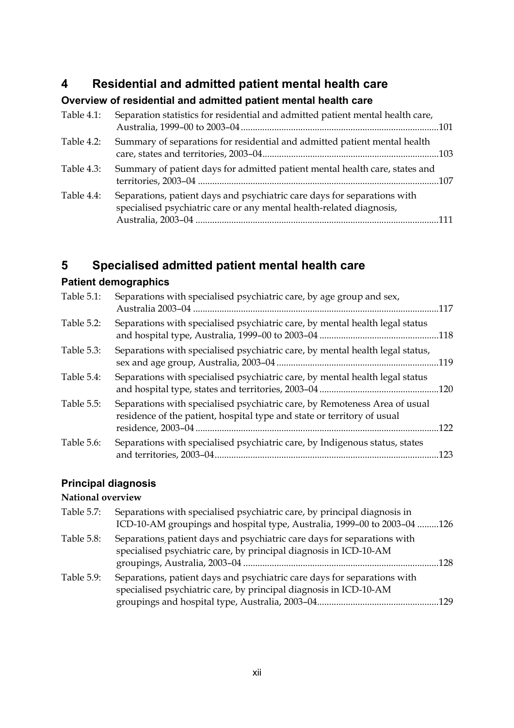# 4 Residential and admitted patient mental health care

### Overview of residential and admitted patient mental health care

| | | |
|---|---|---|
| Table 4.1: | Separation statistics for residential and admitted patient mental health care, Australia, 1999–00 to 2003–04 | 101 |
| Table 4.2: | Summary of separations for residential and admitted patient mental health care, states and territories, 2003–04 | 103 |
| Table 4.3: | Summary of patient days for admitted patient mental health care, states and territories, 2003–04 | 107 |
| Table 4.4: | Separations, patient days and psychiatric care days for separations with specialised psychiatric care or any mental health-related diagnosis, Australia, 2003–04 | 111 |

# 5 Specialised admitted patient mental health care

### Patient demographics

| | | |
|---|---|---|
| Table 5.1: | Separations with specialised psychiatric care, by age group and sex, Australia 2003–04 | 117 |
| Table 5.2: | Separations with specialised psychiatric care, by mental health legal status and hospital type, Australia, 1999–00 to 2003–04 | 118 |
| Table 5.3: | Separations with specialised psychiatric care, by mental health legal status, sex and age group, Australia, 2003–04 | 119 |
| Table 5.4: | Separations with specialised psychiatric care, by mental health legal status and hospital type, states and territories, 2003–04 | 120 |
| Table 5.5: | Separations with specialised psychiatric care, by Remoteness Area of usual residence of the patient, hospital type and state or territory of usual residence, 2003–04 | 122 |
| Table 5.6: | Separations with specialised psychiatric care, by Indigenous status, states and territories, 2003–04 | 123 |

### Principal diagnosis

**National overview**

| | | |
|---|---|---|
| Table 5.7: | Separations with specialised psychiatric care, by principal diagnosis in ICD-10-AM groupings and hospital type, Australia, 1999–00 to 2003–04 | 126 |
| Table 5.8: | Separations, patient days and psychiatric care days for separations with specialised psychiatric care, by principal diagnosis in ICD-10-AM groupings, Australia, 2003–04 | 128 |
| Table 5.9: | Separations, patient days and psychiatric care days for separations with specialised psychiatric care, by principal diagnosis in ICD-10-AM groupings and hospital type, Australia, 2003–04 | 129 |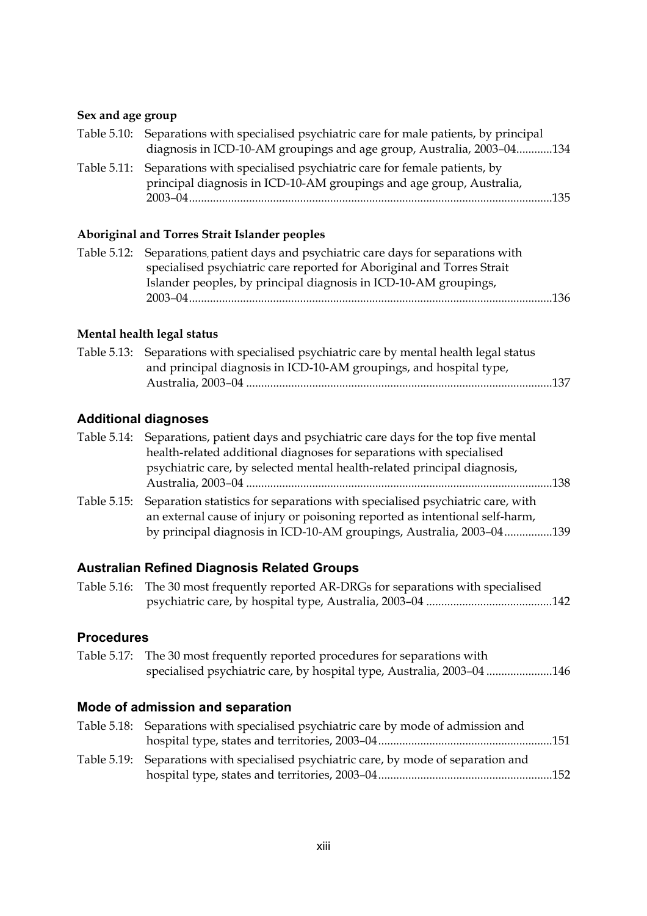**Sex and age group**

Table 5.10: Separations with specialised psychiatric care for male patients, by principal diagnosis in ICD-10-AM groupings and age group, Australia, 2003–04............134

Table 5.11: Separations with specialised psychiatric care for female patients, by principal diagnosis in ICD-10-AM groupings and age group, Australia, 2003–04........................................................................................................................135

**Aboriginal and Torres Strait Islander peoples**

Table 5.12: Separations, patient days and psychiatric care days for separations with specialised psychiatric care reported for Aboriginal and Torres Strait Islander peoples, by principal diagnosis in ICD-10-AM groupings, 2003–04........................................................................................................................136

**Mental health legal status**

Table 5.13: Separations with specialised psychiatric care by mental health legal status and principal diagnosis in ICD-10-AM groupings, and hospital type, Australia, 2003–04 .....................................................................................................137

## Additional diagnoses

Table 5.14: Separations, patient days and psychiatric care days for the top five mental health-related additional diagnoses for separations with specialised psychiatric care, by selected mental health-related principal diagnosis, Australia, 2003–04 .....................................................................................................138

Table 5.15: Separation statistics for separations with specialised psychiatric care, with an external cause of injury or poisoning reported as intentional self-harm, by principal diagnosis in ICD-10-AM groupings, Australia, 2003–04................139

## Australian Refined Diagnosis Related Groups

Table 5.16: The 30 most frequently reported AR-DRGs for separations with specialised psychiatric care, by hospital type, Australia, 2003–04 ..........................................142

## Procedures

Table 5.17: The 30 most frequently reported procedures for separations with specialised psychiatric care, by hospital type, Australia, 2003–04 ......................146

## Mode of admission and separation

Table 5.18: Separations with specialised psychiatric care by mode of admission and hospital type, states and territories, 2003–04..........................................................151

Table 5.19: Separations with specialised psychiatric care, by mode of separation and hospital type, states and territories, 2003–04..........................................................152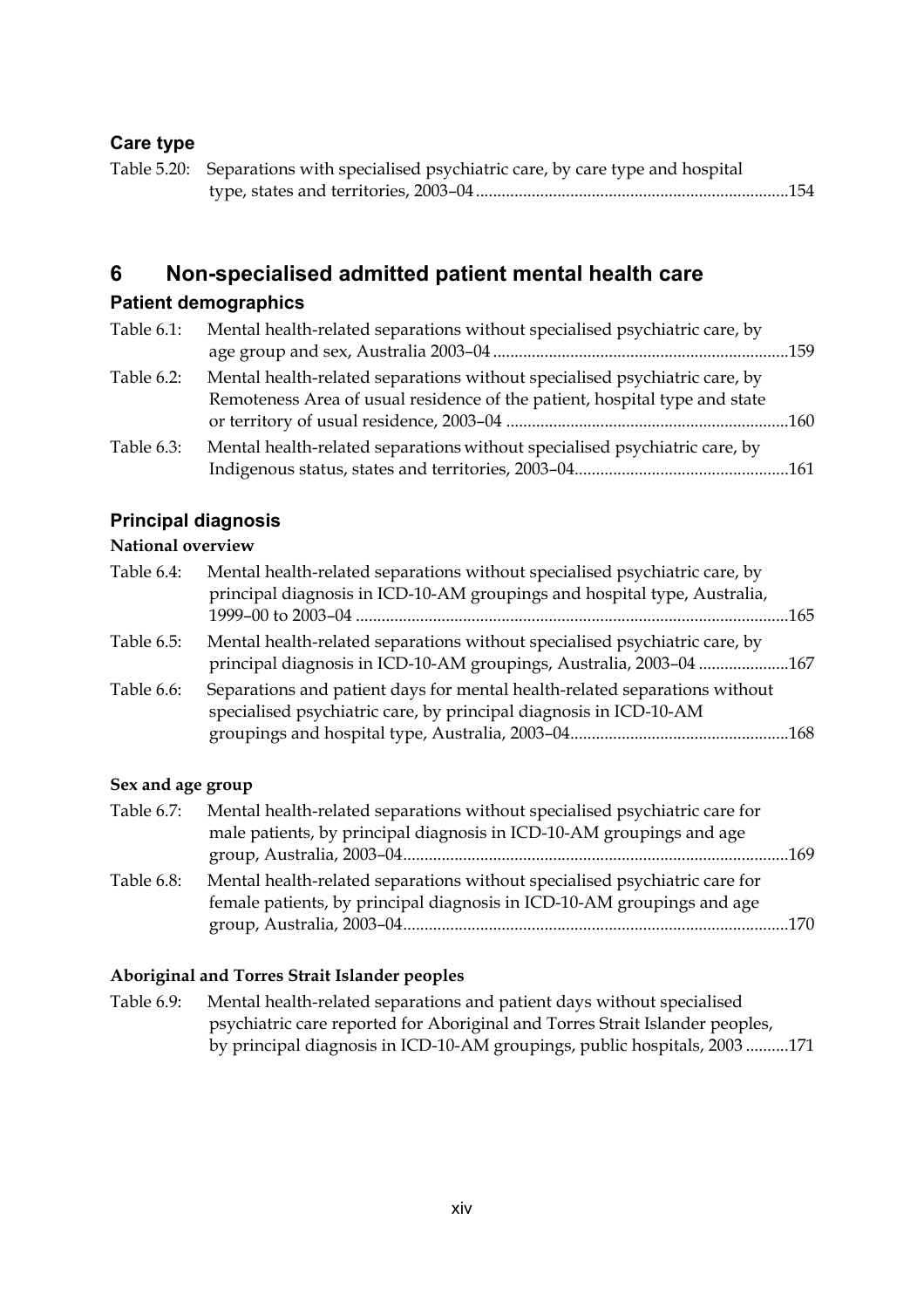### Care type

Table 5.20: Separations with specialised psychiatric care, by care type and hospital type, states and territories, 2003–04 ........................................................................154

## 6 Non-specialised admitted patient mental health care

### Patient demographics

Table 6.1: Mental health-related separations without specialised psychiatric care, by age group and sex, Australia 2003–04 ....................................................................159

Table 6.2: Mental health-related separations without specialised psychiatric care, by Remoteness Area of usual residence of the patient, hospital type and state or territory of usual residence, 2003–04 .................................................................160

Table 6.3: Mental health-related separations without specialised psychiatric care, by Indigenous status, states and territories, 2003–04.................................................161

### Principal diagnosis

**National overview**

Table 6.4: Mental health-related separations without specialised psychiatric care, by principal diagnosis in ICD-10-AM groupings and hospital type, Australia, 1999–00 to 2003–04 ....................................................................................................165

Table 6.5: Mental health-related separations without specialised psychiatric care, by principal diagnosis in ICD-10-AM groupings, Australia, 2003–04 .....................167

Table 6.6: Separations and patient days for mental health-related separations without specialised psychiatric care, by principal diagnosis in ICD-10-AM groupings and hospital type, Australia, 2003–04..................................................168

**Sex and age group**

Table 6.7: Mental health-related separations without specialised psychiatric care for male patients, by principal diagnosis in ICD-10-AM groupings and age group, Australia, 2003–04.........................................................................................169

Table 6.8: Mental health-related separations without specialised psychiatric care for female patients, by principal diagnosis in ICD-10-AM groupings and age group, Australia, 2003–04.........................................................................................170

**Aboriginal and Torres Strait Islander peoples**

Table 6.9: Mental health-related separations and patient days without specialised psychiatric care reported for Aboriginal and Torres Strait Islander peoples, by principal diagnosis in ICD-10-AM groupings, public hospitals, 2003 ..........171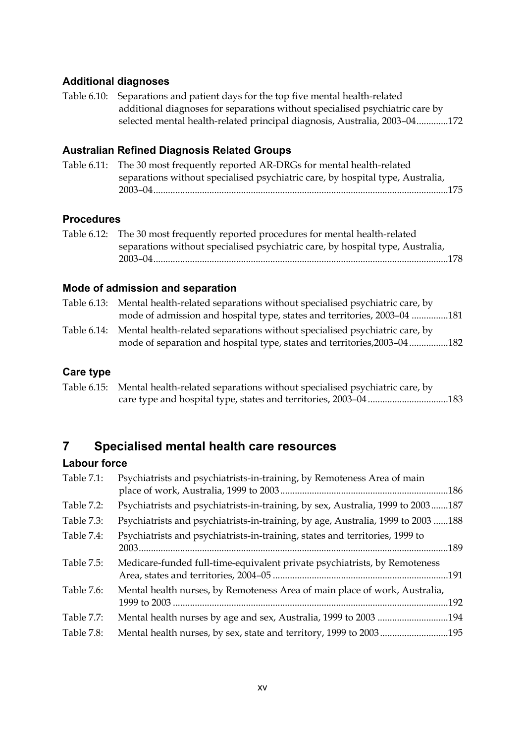### Additional diagnoses

Table 6.10: Separations and patient days for the top five mental health-related additional diagnoses for separations without specialised psychiatric care by selected mental health-related principal diagnosis, Australia, 2003–04.............172

### Australian Refined Diagnosis Related Groups

Table 6.11: The 30 most frequently reported AR-DRGs for mental health-related separations without specialised psychiatric care, by hospital type, Australia, 2003–04.........................................................................................................................175

### Procedures

Table 6.12: The 30 most frequently reported procedures for mental health-related separations without specialised psychiatric care, by hospital type, Australia, 2003–04.........................................................................................................................178

### Mode of admission and separation

Table 6.13: Mental health-related separations without specialised psychiatric care, by mode of admission and hospital type, states and territories, 2003–04 ...............181

Table 6.14: Mental health-related separations without specialised psychiatric care, by mode of separation and hospital type, states and territories,2003–04................182

### Care type

Table 6.15: Mental health-related separations without specialised psychiatric care, by care type and hospital type, states and territories, 2003–04 .................................183

## 7 Specialised mental health care resources

### Labour force

Table 7.1: Psychiatrists and psychiatrists-in-training, by Remoteness Area of main place of work, Australia, 1999 to 2003.....................................................................186

Table 7.2: Psychiatrists and psychiatrists-in-training, by sex, Australia, 1999 to 2003.......187

Table 7.3: Psychiatrists and psychiatrists-in-training, by age, Australia, 1999 to 2003 ......188

Table 7.4: Psychiatrists and psychiatrists-in-training, states and territories, 1999 to 2003..............................................................................................................................189

Table 7.5: Medicare-funded full-time-equivalent private psychiatrists, by Remoteness Area, states and territories, 2004–05 ........................................................................191

Table 7.6: Mental health nurses, by Remoteness Area of main place of work, Australia, 1999 to 2003 ................................................................................................................192

Table 7.7: Mental health nurses by age and sex, Australia, 1999 to 2003 .............................194

Table 7.8: Mental health nurses, by sex, state and territory, 1999 to 2003............................195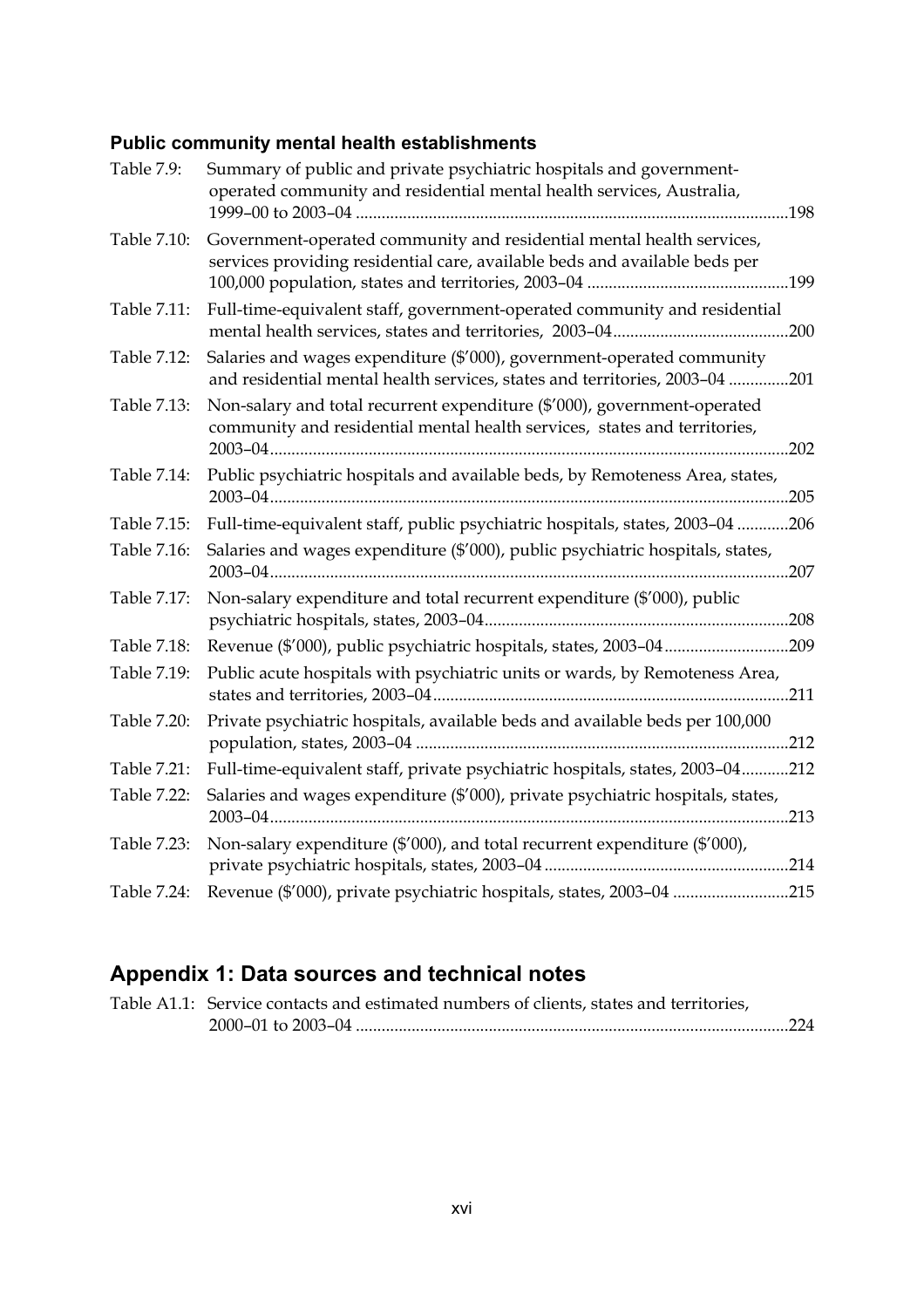### Public community mental health establishments

| | | |
|---|---|---|
| Table 7.9: | Summary of public and private psychiatric hospitals and government-operated community and residential mental health services, Australia, 1999–00 to 2003–04 | 198 |
| Table 7.10: | Government-operated community and residential mental health services, services providing residential care, available beds and available beds per 100,000 population, states and territories, 2003–04 | 199 |
| Table 7.11: | Full-time-equivalent staff, government-operated community and residential mental health services, states and territories, 2003–04 | 200 |
| Table 7.12: | Salaries and wages expenditure ($'000), government-operated community and residential mental health services, states and territories, 2003–04 | 201 |
| Table 7.13: | Non-salary and total recurrent expenditure ($'000), government-operated community and residential mental health services, states and territories, 2003–04 | 202 |
| Table 7.14: | Public psychiatric hospitals and available beds, by Remoteness Area, states, 2003–04 | 205 |
| Table 7.15: | Full-time-equivalent staff, public psychiatric hospitals, states, 2003–04 | 206 |
| Table 7.16: | Salaries and wages expenditure ($'000), public psychiatric hospitals, states, 2003–04 | 207 |
| Table 7.17: | Non-salary expenditure and total recurrent expenditure ($'000), public psychiatric hospitals, states, 2003–04 | 208 |
| Table 7.18: | Revenue ($'000), public psychiatric hospitals, states, 2003–04 | 209 |
| Table 7.19: | Public acute hospitals with psychiatric units or wards, by Remoteness Area, states and territories, 2003–04 | 211 |
| Table 7.20: | Private psychiatric hospitals, available beds and available beds per 100,000 population, states, 2003–04 | 212 |
| Table 7.21: | Full-time-equivalent staff, private psychiatric hospitals, states, 2003–04 | 212 |
| Table 7.22: | Salaries and wages expenditure ($'000), private psychiatric hospitals, states, 2003–04 | 213 |
| Table 7.23: | Non-salary expenditure ($'000), and total recurrent expenditure ($'000), private psychiatric hospitals, states, 2003–04 | 214 |
| Table 7.24: | Revenue ($'000), private psychiatric hospitals, states, 2003–04 | 215 |

## Appendix 1: Data sources and technical notes

| | | |
|---|---|---|
| Table A1.1: | Service contacts and estimated numbers of clients, states and territories, 2000–01 to 2003–04 | 224 |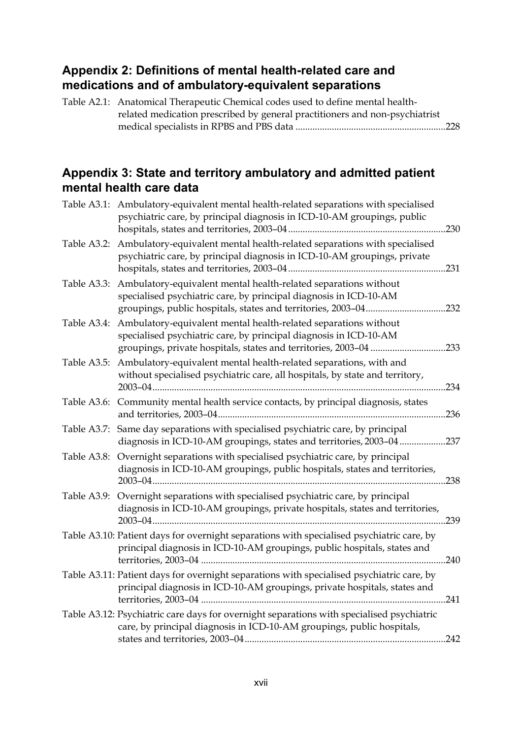## Appendix 2: Definitions of mental health-related care and medications and of ambulatory-equivalent separations

Table A2.1: Anatomical Therapeutic Chemical codes used to define mental health-related medication prescribed by general practitioners and non-psychiatrist medical specialists in RPBS and PBS data .............................................................228

## Appendix 3: State and territory ambulatory and admitted patient mental health care data

Table A3.1: Ambulatory-equivalent mental health-related separations with specialised psychiatric care, by principal diagnosis in ICD-10-AM groupings, public hospitals, states and territories, 2003–04.................................................................230

Table A3.2: Ambulatory-equivalent mental health-related separations with specialised psychiatric care, by principal diagnosis in ICD-10-AM groupings, private hospitals, states and territories, 2003–04.................................................................231

Table A3.3: Ambulatory-equivalent mental health-related separations without specialised psychiatric care, by principal diagnosis in ICD-10-AM groupings, public hospitals, states and territories, 2003–04.................................232

Table A3.4: Ambulatory-equivalent mental health-related separations without specialised psychiatric care, by principal diagnosis in ICD-10-AM groupings, private hospitals, states and territories, 2003–04 ...............................233

Table A3.5: Ambulatory-equivalent mental health-related separations, with and without specialised psychiatric care, all hospitals, by state and territory, 2003–04.......................................................................................................................234

Table A3.6: Community mental health service contacts, by principal diagnosis, states and territories, 2003–04.............................................................................................236

Table A3.7: Same day separations with specialised psychiatric care, by principal diagnosis in ICD-10-AM groupings, states and territories, 2003–04 ...................237

Table A3.8: Overnight separations with specialised psychiatric care, by principal diagnosis in ICD-10-AM groupings, public hospitals, states and territories, 2003–04.......................................................................................................................238

Table A3.9: Overnight separations with specialised psychiatric care, by principal diagnosis in ICD-10-AM groupings, private hospitals, states and territories, 2003–04.......................................................................................................................239

Table A3.10: Patient days for overnight separations with specialised psychiatric care, by principal diagnosis in ICD-10-AM groupings, public hospitals, states and territories, 2003–04 ....................................................................................................240

Table A3.11: Patient days for overnight separations with specialised psychiatric care, by principal diagnosis in ICD-10-AM groupings, private hospitals, states and territories, 2003–04 ....................................................................................................241

Table A3.12: Psychiatric care days for overnight separations with specialised psychiatric care, by principal diagnosis in ICD-10-AM groupings, public hospitals, states and territories, 2003–04..................................................................................242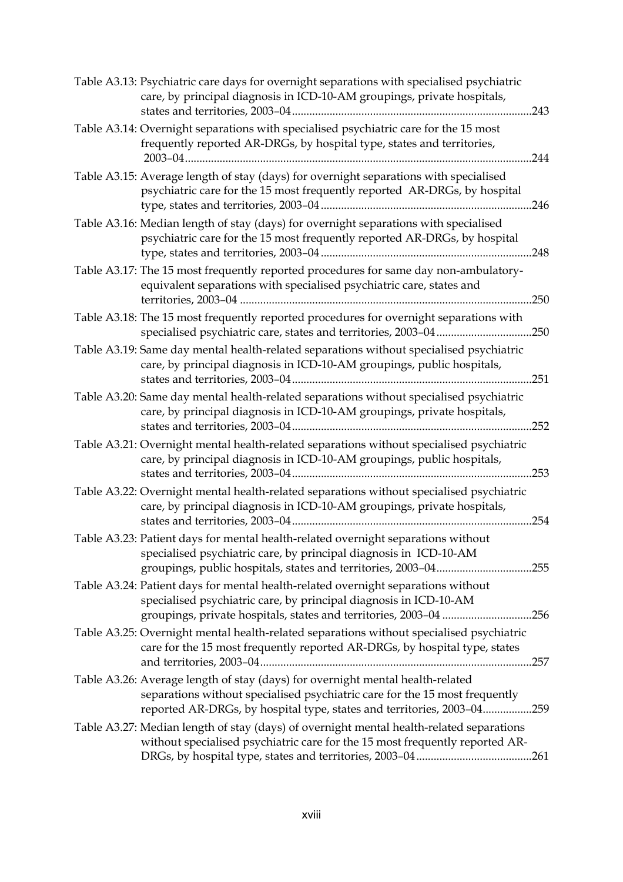Table A3.13: Psychiatric care days for overnight separations with specialised psychiatric care, by principal diagnosis in ICD-10-AM groupings, private hospitals, states and territories, 2003–04 .......................................................................................243

Table A3.14: Overnight separations with specialised psychiatric care for the 15 most frequently reported AR-DRGs, by hospital type, states and territories, 2003–04.......................................................................................................................244

Table A3.15: Average length of stay (days) for overnight separations with specialised psychiatric care for the 15 most frequently reported AR-DRGs, by hospital type, states and territories, 2003–04 ........................................................................246

Table A3.16: Median length of stay (days) for overnight separations with specialised psychiatric care for the 15 most frequently reported AR-DRGs, by hospital type, states and territories, 2003–04 ........................................................................248

Table A3.17: The 15 most frequently reported procedures for same day non-ambulatory-equivalent separations with specialised psychiatric care, states and territories, 2003–04 ....................................................................................................250

Table A3.18: The 15 most frequently reported procedures for overnight separations with specialised psychiatric care, states and territories, 2003–04 .................................250

Table A3.19: Same day mental health-related separations without specialised psychiatric care, by principal diagnosis in ICD-10-AM groupings, public hospitals, states and territories, 2003–04 .......................................................................................251

Table A3.20: Same day mental health-related separations without specialised psychiatric care, by principal diagnosis in ICD-10-AM groupings, private hospitals, states and territories, 2003–04 .......................................................................................252

Table A3.21: Overnight mental health-related separations without specialised psychiatric care, by principal diagnosis in ICD-10-AM groupings, public hospitals, states and territories, 2003–04 .......................................................................................253

Table A3.22: Overnight mental health-related separations without specialised psychiatric care, by principal diagnosis in ICD-10-AM groupings, private hospitals, states and territories, 2003–04 .......................................................................................254

Table A3.23: Patient days for mental health-related overnight separations without specialised psychiatric care, by principal diagnosis in ICD-10-AM groupings, public hospitals, states and territories, 2003–04.................................255

Table A3.24: Patient days for mental health-related overnight separations without specialised psychiatric care, by principal diagnosis in ICD-10-AM groupings, private hospitals, states and territories, 2003–04 ...............................256

Table A3.25: Overnight mental health-related separations without specialised psychiatric care for the 15 most frequently reported AR-DRGs, by hospital type, states and territories, 2003–04..............................................................................................257

Table A3.26: Average length of stay (days) for overnight mental health-related separations without specialised psychiatric care for the 15 most frequently reported AR-DRGs, by hospital type, states and territories, 2003–04.................259

Table A3.27: Median length of stay (days) of overnight mental health-related separations without specialised psychiatric care for the 15 most frequently reported AR-DRGs, by hospital type, states and territories, 2003–04 .......................................261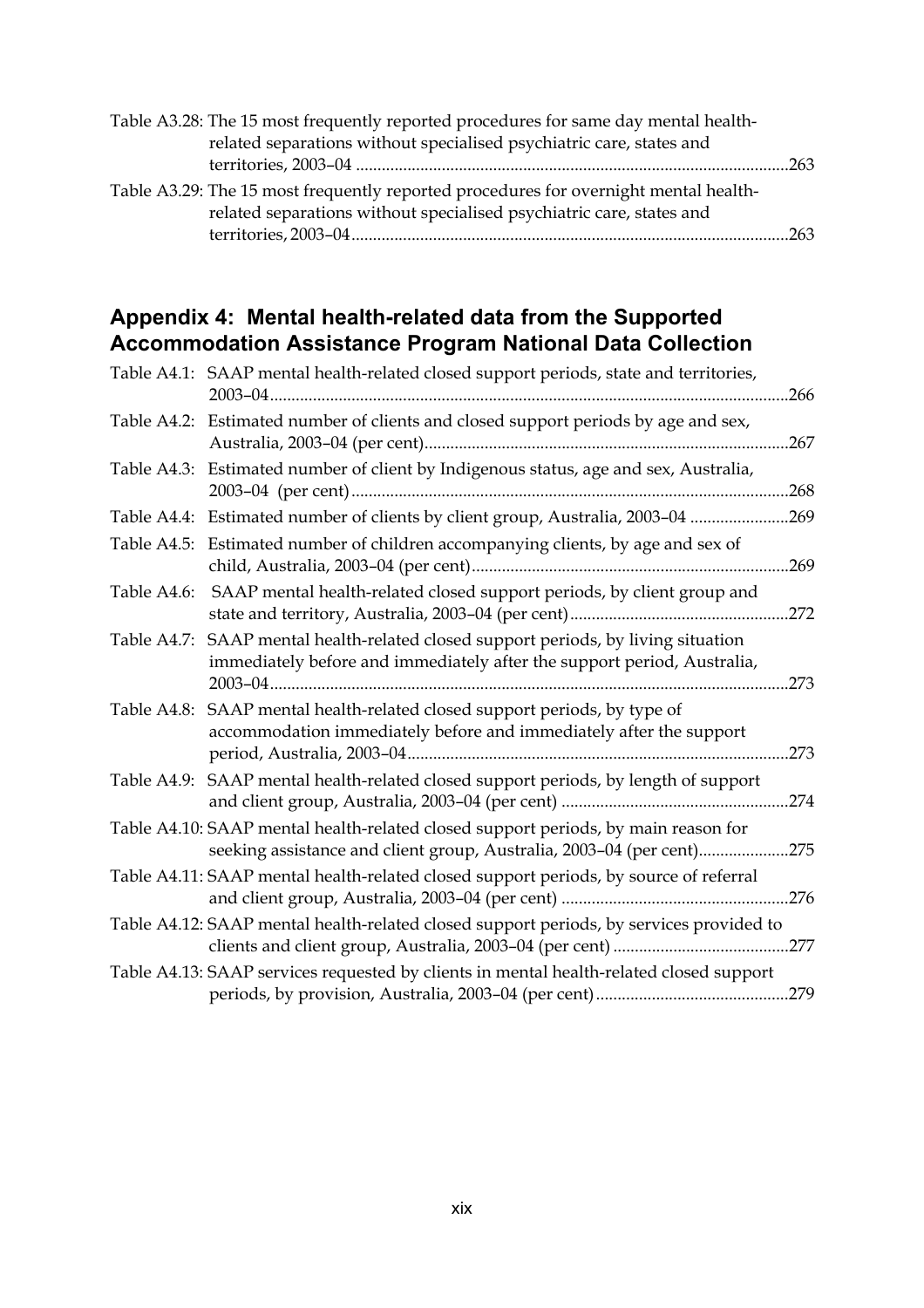Table A3.28: The 15 most frequently reported procedures for same day mental health-related separations without specialised psychiatric care, states and territories, 2003–04 ....................................................................................................263

Table A3.29: The 15 most frequently reported procedures for overnight mental health-related separations without specialised psychiatric care, states and territories, 2003–04....................................................................................................263

## Appendix 4: Mental health-related data from the Supported Accommodation Assistance Program National Data Collection

Table A4.1: SAAP mental health-related closed support periods, state and territories, 2003–04........................................................................................................................266

Table A4.2: Estimated number of clients and closed support periods by age and sex, Australia, 2003–04 (per cent)....................................................................................267

Table A4.3: Estimated number of client by Indigenous status, age and sex, Australia, 2003–04 (per cent).....................................................................................................268

Table A4.4: Estimated number of clients by client group, Australia, 2003–04 .......................269

Table A4.5: Estimated number of children accompanying clients, by age and sex of child, Australia, 2003–04 (per cent)..........................................................................269

Table A4.6: SAAP mental health-related closed support periods, by client group and state and territory, Australia, 2003–04 (per cent)..................................................272

Table A4.7: SAAP mental health-related closed support periods, by living situation immediately before and immediately after the support period, Australia, 2003–04........................................................................................................................273

Table A4.8: SAAP mental health-related closed support periods, by type of accommodation immediately before and immediately after the support period, Australia, 2003–04........................................................................................273

Table A4.9: SAAP mental health-related closed support periods, by length of support and client group, Australia, 2003–04 (per cent) ....................................................274

Table A4.10: SAAP mental health-related closed support periods, by main reason for seeking assistance and client group, Australia, 2003–04 (per cent).....................275

Table A4.11: SAAP mental health-related closed support periods, by source of referral and client group, Australia, 2003–04 (per cent) ....................................................276

Table A4.12: SAAP mental health-related closed support periods, by services provided to clients and client group, Australia, 2003–04 (per cent) .........................................277

Table A4.13: SAAP services requested by clients in mental health-related closed support periods, by provision, Australia, 2003–04 (per cent).............................................279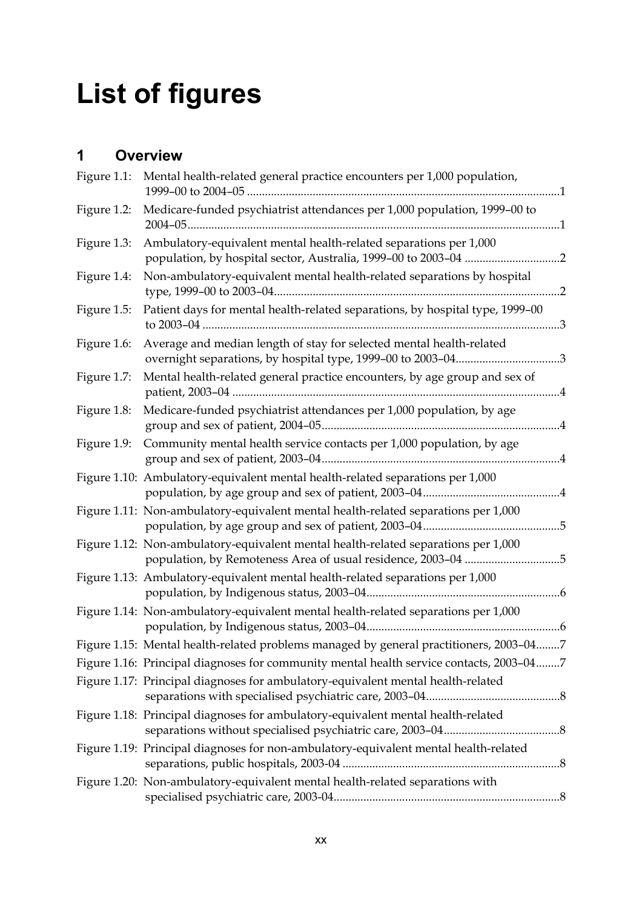# List of figures

## 1 Overview

Figure 1.1: Mental health-related general practice encounters per 1,000 population, 1999–00 to 2004–05 ....................1

Figure 1.2: Medicare-funded psychiatrist attendances per 1,000 population, 1999–00 to 2004–05....................1

Figure 1.3: Ambulatory-equivalent mental health-related separations per 1,000 population, by hospital sector, Australia, 1999–00 to 2003–04 ....................2

Figure 1.4: Non-ambulatory-equivalent mental health-related separations by hospital type, 1999–00 to 2003–04....................2

Figure 1.5: Patient days for mental health-related separations, by hospital type, 1999–00 to 2003–04 ....................3

Figure 1.6: Average and median length of stay for selected mental health-related overnight separations, by hospital type, 1999–00 to 2003–04....................3

Figure 1.7: Mental health-related general practice encounters, by age group and sex of patient, 2003–04 ....................4

Figure 1.8: Medicare-funded psychiatrist attendances per 1,000 population, by age group and sex of patient, 2004–05....................4

Figure 1.9: Community mental health service contacts per 1,000 population, by age group and sex of patient, 2003–04....................4

Figure 1.10: Ambulatory-equivalent mental health-related separations per 1,000 population, by age group and sex of patient, 2003–04....................4

Figure 1.11: Non-ambulatory-equivalent mental health-related separations per 1,000 population, by age group and sex of patient, 2003–04....................5

Figure 1.12: Non-ambulatory-equivalent mental health-related separations per 1,000 population, by Remoteness Area of usual residence, 2003–04 ....................5

Figure 1.13: Ambulatory-equivalent mental health-related separations per 1,000 population, by Indigenous status, 2003–04....................6

Figure 1.14: Non-ambulatory-equivalent mental health-related separations per 1,000 population, by Indigenous status, 2003–04....................6

Figure 1.15: Mental health-related problems managed by general practitioners, 2003–04........7

Figure 1.16: Principal diagnoses for community mental health service contacts, 2003–04........7

Figure 1.17: Principal diagnoses for ambulatory-equivalent mental health-related separations with specialised psychiatric care, 2003–04....................8

Figure 1.18: Principal diagnoses for ambulatory-equivalent mental health-related separations without specialised psychiatric care, 2003–04....................8

Figure 1.19: Principal diagnoses for non-ambulatory-equivalent mental health-related separations, public hospitals, 2003-04 ....................8

Figure 1.20: Non-ambulatory-equivalent mental health-related separations with specialised psychiatric care, 2003-04....................8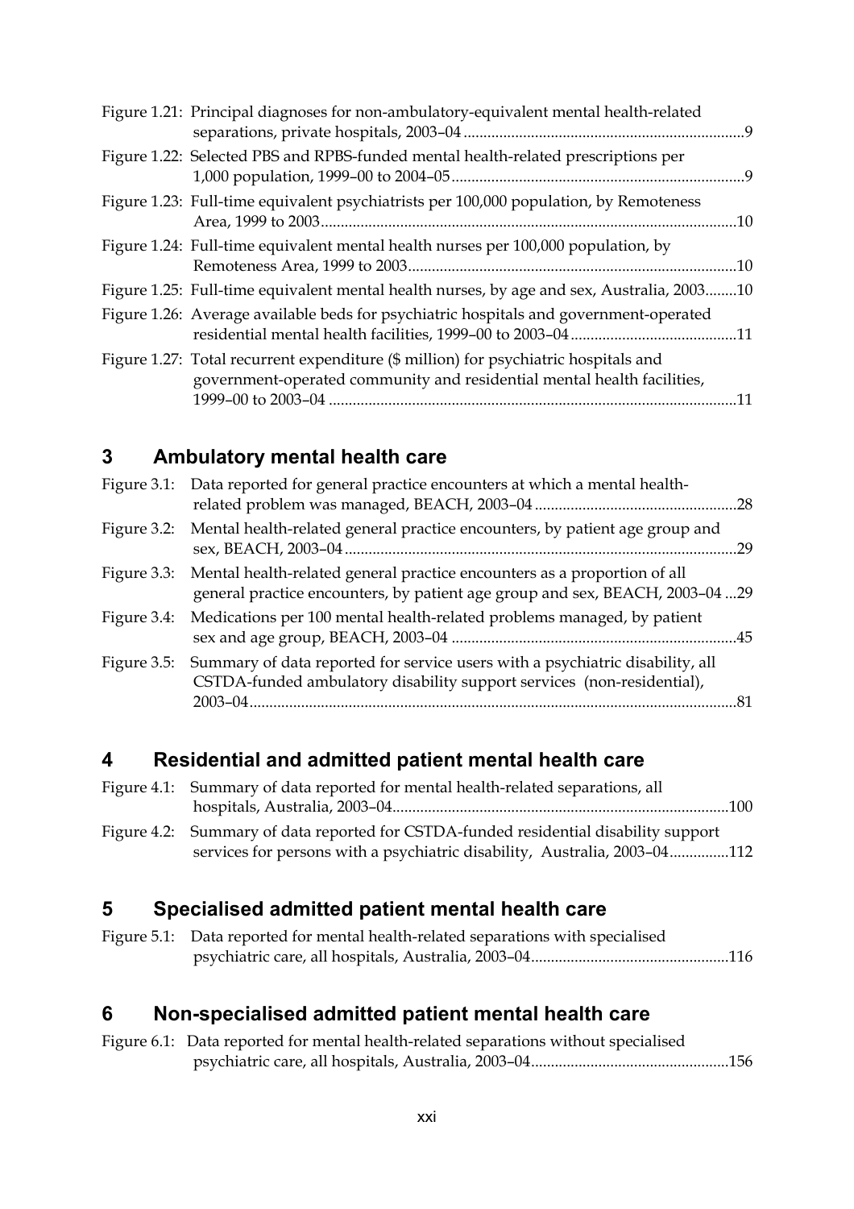Figure 1.21: Principal diagnoses for non-ambulatory-equivalent mental health-related separations, private hospitals, 2003–04 ........................................................................9

Figure 1.22: Selected PBS and RPBS-funded mental health-related prescriptions per 1,000 population, 1999–00 to 2004–05 ..........................................................................9

Figure 1.23: Full-time equivalent psychiatrists per 100,000 population, by Remoteness Area, 1999 to 2003 ........................................................................................................10

Figure 1.24: Full-time equivalent mental health nurses per 100,000 population, by Remoteness Area, 1999 to 2003 ..................................................................................10

Figure 1.25: Full-time equivalent mental health nurses, by age and sex, Australia, 2003........10

Figure 1.26: Average available beds for psychiatric hospitals and government-operated residential mental health facilities, 1999–00 to 2003–04 ..........................................11

Figure 1.27: Total recurrent expenditure ($ million) for psychiatric hospitals and government-operated community and residential mental health facilities, 1999–00 to 2003–04 .......................................................................................................11

## 3 Ambulatory mental health care

Figure 3.1: Data reported for general practice encounters at which a mental health-related problem was managed, BEACH, 2003–04 ...................................................28

Figure 3.2: Mental health-related general practice encounters, by patient age group and sex, BEACH, 2003–04 ..................................................................................................29

Figure 3.3: Mental health-related general practice encounters as a proportion of all general practice encounters, by patient age group and sex, BEACH, 2003–04 ...29

Figure 3.4: Medications per 100 mental health-related problems managed, by patient sex and age group, BEACH, 2003–04 ........................................................................45

Figure 3.5: Summary of data reported for service users with a psychiatric disability, all CSTDA-funded ambulatory disability support services (non-residential), 2003–04..........................................................................................................................81

## 4 Residential and admitted patient mental health care

Figure 4.1: Summary of data reported for mental health-related separations, all hospitals, Australia, 2003–04....................................................................................100

Figure 4.2: Summary of data reported for CSTDA-funded residential disability support services for persons with a psychiatric disability, Australia, 2003–04...............112

## 5 Specialised admitted patient mental health care

Figure 5.1: Data reported for mental health-related separations with specialised psychiatric care, all hospitals, Australia, 2003–04.................................................116

## 6 Non-specialised admitted patient mental health care

Figure 6.1: Data reported for mental health-related separations without specialised psychiatric care, all hospitals, Australia, 2003–04.................................................156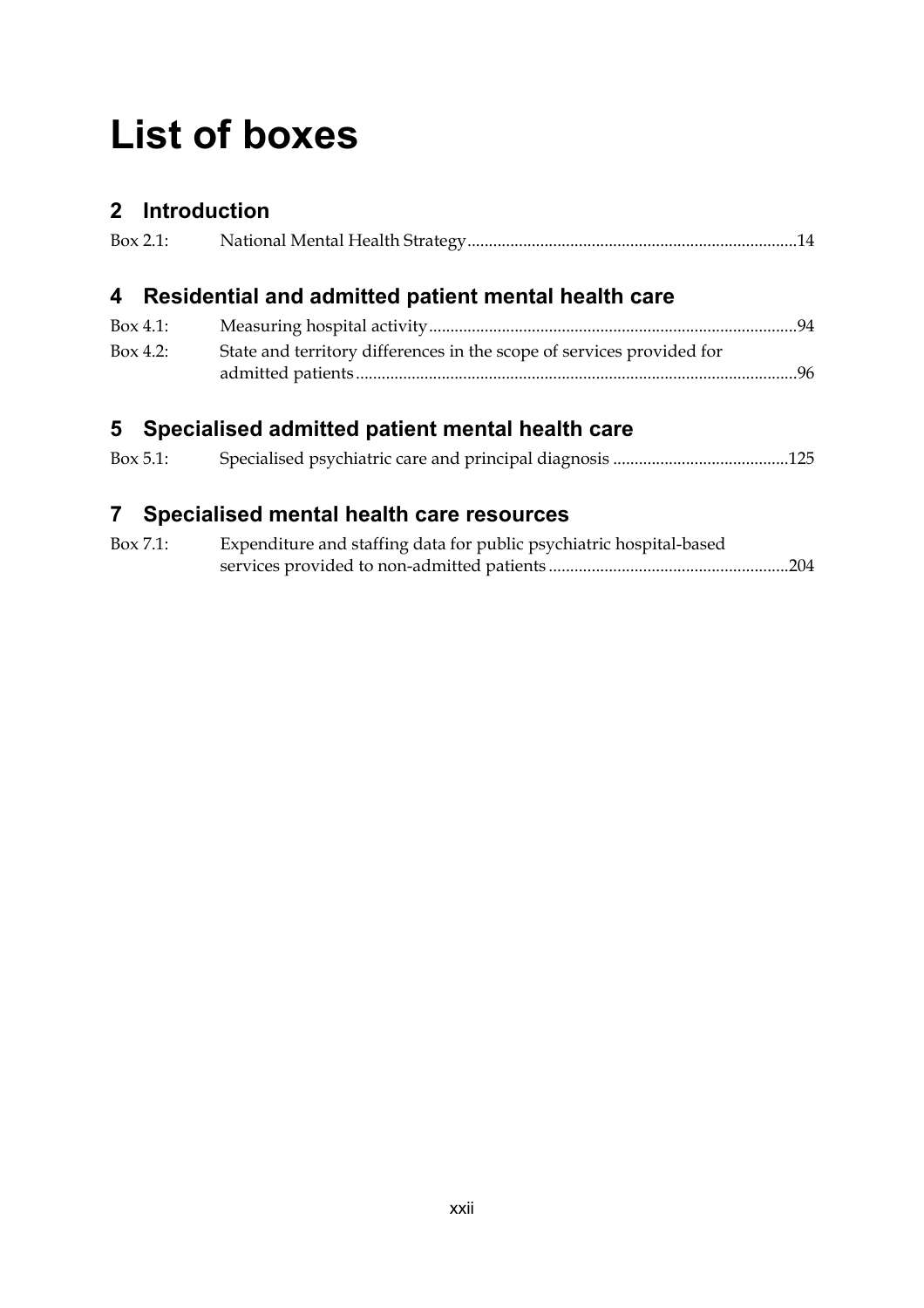# List of boxes

## 2 Introduction

Box 2.1: National Mental Health Strategy ... 14

## 4 Residential and admitted patient mental health care

Box 4.1: Measuring hospital activity ... 94

Box 4.2: State and territory differences in the scope of services provided for admitted patients ... 96

## 5 Specialised admitted patient mental health care

Box 5.1: Specialised psychiatric care and principal diagnosis ... 125

## 7 Specialised mental health care resources

Box 7.1: Expenditure and staffing data for public psychiatric hospital-based services provided to non-admitted patients ... 204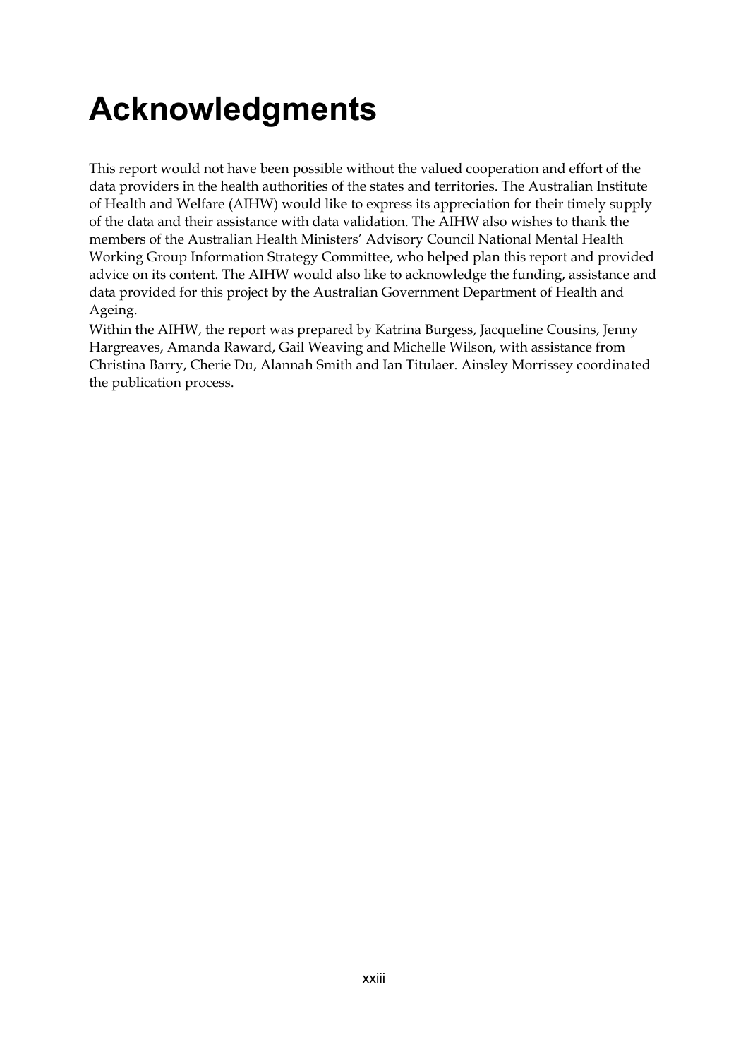# Acknowledgments

This report would not have been possible without the valued cooperation and effort of the data providers in the health authorities of the states and territories. The Australian Institute of Health and Welfare (AIHW) would like to express its appreciation for their timely supply of the data and their assistance with data validation. The AIHW also wishes to thank the members of the Australian Health Ministers' Advisory Council National Mental Health Working Group Information Strategy Committee, who helped plan this report and provided advice on its content. The AIHW would also like to acknowledge the funding, assistance and data provided for this project by the Australian Government Department of Health and Ageing.

Within the AIHW, the report was prepared by Katrina Burgess, Jacqueline Cousins, Jenny Hargreaves, Amanda Raward, Gail Weaving and Michelle Wilson, with assistance from Christina Barry, Cherie Du, Alannah Smith and Ian Titulaer. Ainsley Morrissey coordinated the publication process.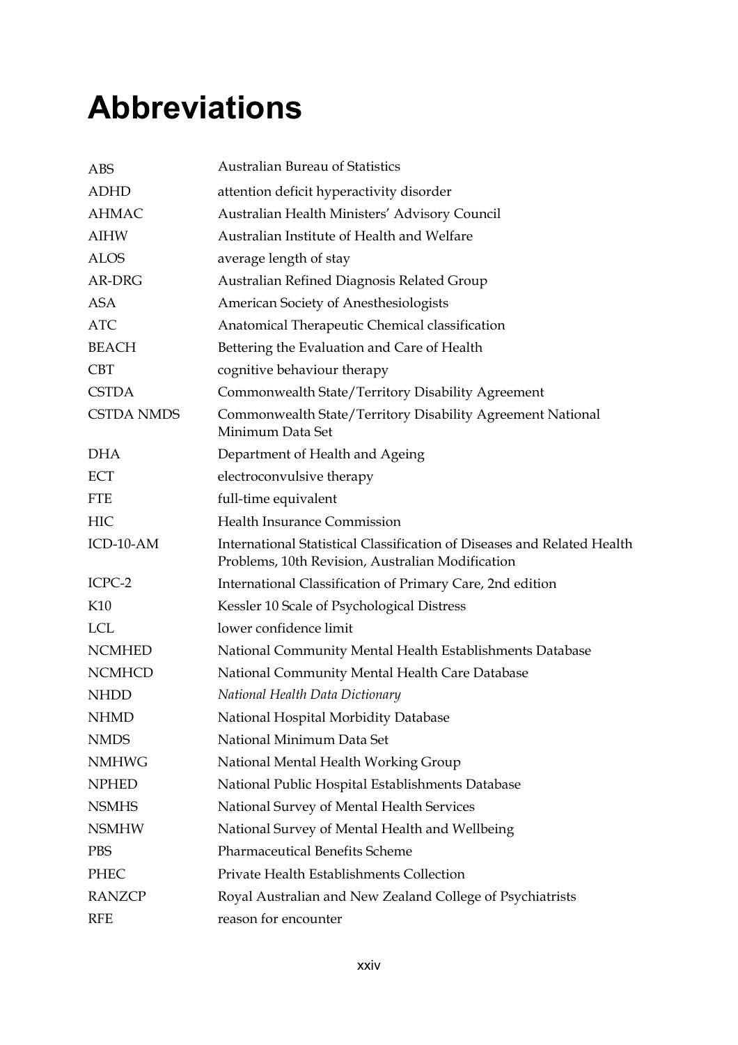# Abbreviations

| | |
|---|---|
| ABS | Australian Bureau of Statistics |
| ADHD | attention deficit hyperactivity disorder |
| AHMAC | Australian Health Ministers' Advisory Council |
| AIHW | Australian Institute of Health and Welfare |
| ALOS | average length of stay |
| AR-DRG | Australian Refined Diagnosis Related Group |
| ASA | American Society of Anesthesiologists |
| ATC | Anatomical Therapeutic Chemical classification |
| BEACH | Bettering the Evaluation and Care of Health |
| CBT | cognitive behaviour therapy |
| CSTDA | Commonwealth State/Territory Disability Agreement |
| CSTDA NMDS | Commonwealth State/Territory Disability Agreement National Minimum Data Set |
| DHA | Department of Health and Ageing |
| ECT | electroconvulsive therapy |
| FTE | full-time equivalent |
| HIC | Health Insurance Commission |
| ICD-10-AM | International Statistical Classification of Diseases and Related Health Problems, 10th Revision, Australian Modification |
| ICPC-2 | International Classification of Primary Care, 2nd edition |
| K10 | Kessler 10 Scale of Psychological Distress |
| LCL | lower confidence limit |
| NCMHED | National Community Mental Health Establishments Database |
| NCMHCD | National Community Mental Health Care Database |
| NHDD | *National Health Data Dictionary* |
| NHMD | National Hospital Morbidity Database |
| NMDS | National Minimum Data Set |
| NMHWG | National Mental Health Working Group |
| NPHED | National Public Hospital Establishments Database |
| NSMHS | National Survey of Mental Health Services |
| NSMHW | National Survey of Mental Health and Wellbeing |
| PBS | Pharmaceutical Benefits Scheme |
| PHEC | Private Health Establishments Collection |
| RANZCP | Royal Australian and New Zealand College of Psychiatrists |
| RFE | reason for encounter |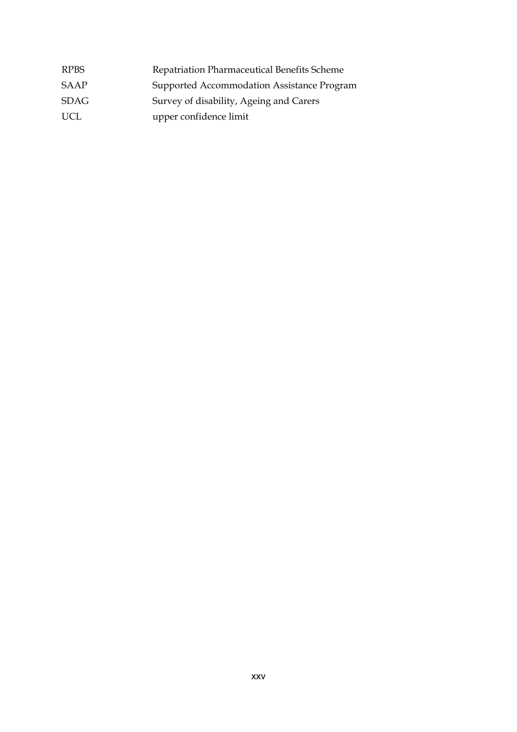| | |
|---|---|
| RPBS | Repatriation Pharmaceutical Benefits Scheme |
| SAAP | Supported Accommodation Assistance Program |
| SDAG | Survey of disability, Ageing and Carers |
| UCL | upper confidence limit |